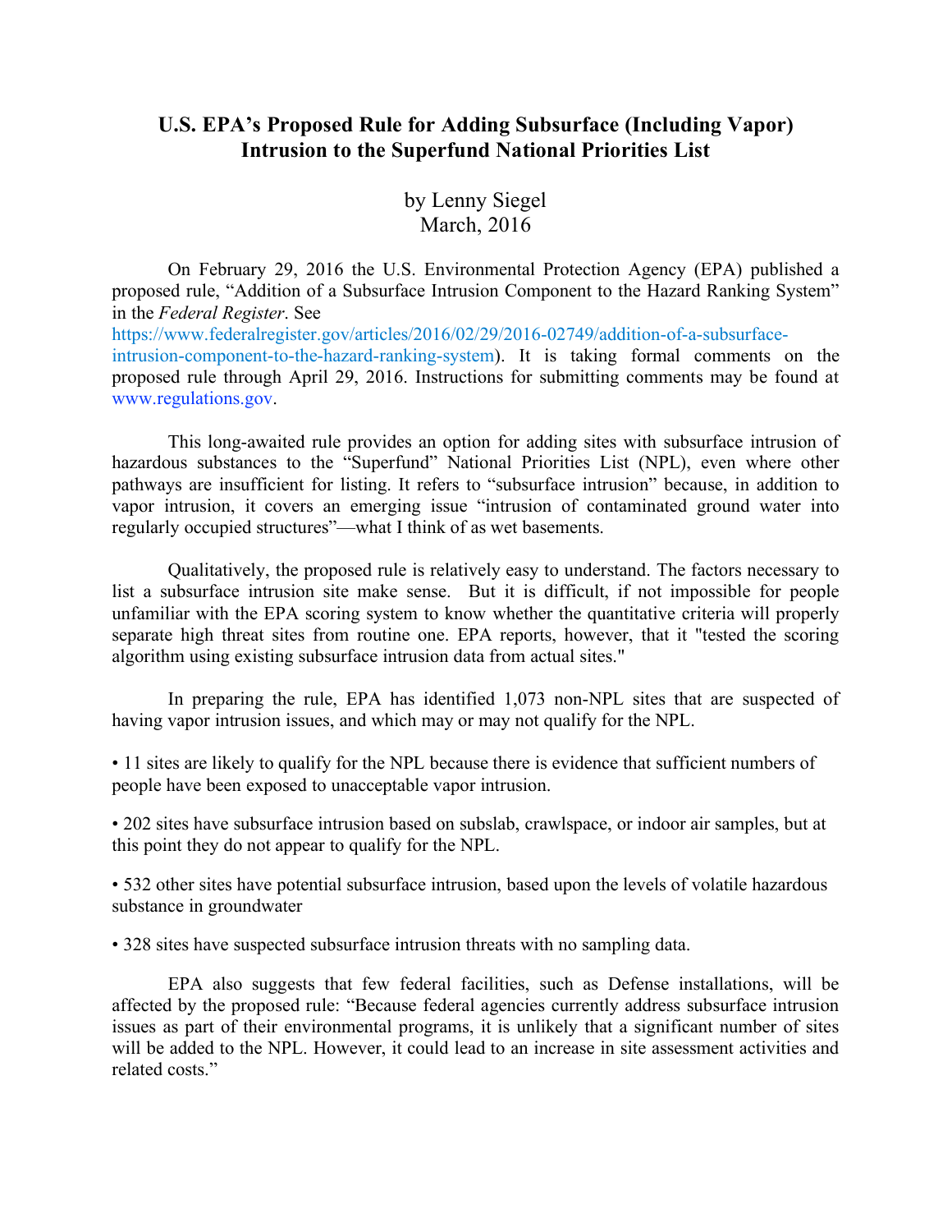# U.S. EPA's Proposed Rule for Adding Subsurface (Including Vapor) Intrusion to the Superfund National Priorities List

by Lenny Siegel
March, 2016

On February 29, 2016 the U.S. Environmental Protection Agency (EPA) published a proposed rule, "Addition of a Subsurface Intrusion Component to the Hazard Ranking System" in the *Federal Register*. See https://www.federalregister.gov/articles/2016/02/29/2016-02749/addition-of-a-subsurface-intrusion-component-to-the-hazard-ranking-system). It is taking formal comments on the proposed rule through April 29, 2016. Instructions for submitting comments may be found at www.regulations.gov.

This long-awaited rule provides an option for adding sites with subsurface intrusion of hazardous substances to the "Superfund" National Priorities List (NPL), even where other pathways are insufficient for listing. It refers to "subsurface intrusion" because, in addition to vapor intrusion, it covers an emerging issue "intrusion of contaminated ground water into regularly occupied structures"—what I think of as wet basements.

Qualitatively, the proposed rule is relatively easy to understand. The factors necessary to list a subsurface intrusion site make sense. But it is difficult, if not impossible for people unfamiliar with the EPA scoring system to know whether the quantitative criteria will properly separate high threat sites from routine one. EPA reports, however, that it "tested the scoring algorithm using existing subsurface intrusion data from actual sites."

In preparing the rule, EPA has identified 1,073 non-NPL sites that are suspected of having vapor intrusion issues, and which may or may not qualify for the NPL.

- 11 sites are likely to qualify for the NPL because there is evidence that sufficient numbers of people have been exposed to unacceptable vapor intrusion.
- 202 sites have subsurface intrusion based on subslab, crawlspace, or indoor air samples, but at this point they do not appear to qualify for the NPL.
- 532 other sites have potential subsurface intrusion, based upon the levels of volatile hazardous substance in groundwater
- 328 sites have suspected subsurface intrusion threats with no sampling data.

EPA also suggests that few federal facilities, such as Defense installations, will be affected by the proposed rule: "Because federal agencies currently address subsurface intrusion issues as part of their environmental programs, it is unlikely that a significant number of sites will be added to the NPL. However, it could lead to an increase in site assessment activities and related costs."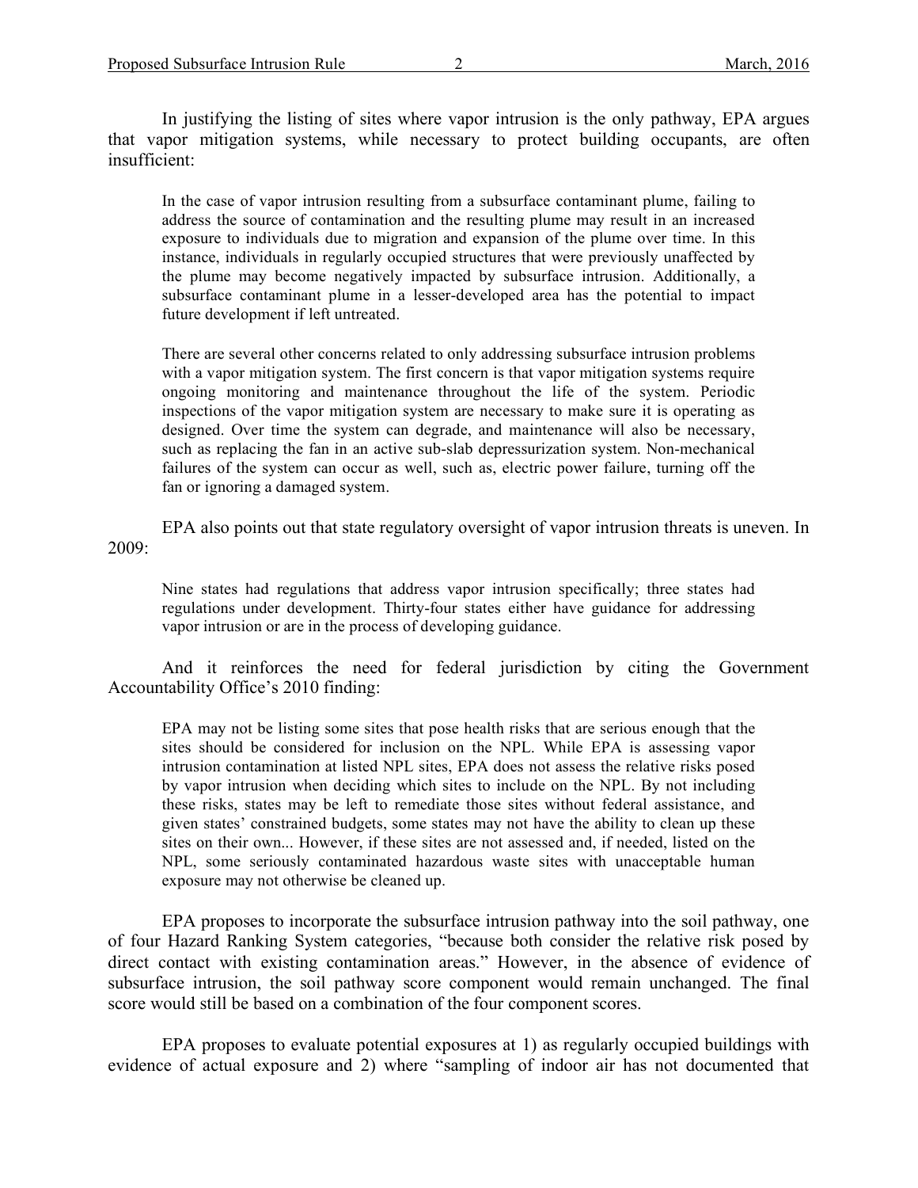In justifying the listing of sites where vapor intrusion is the only pathway, EPA argues that vapor mitigation systems, while necessary to protect building occupants, are often insufficient:

> In the case of vapor intrusion resulting from a subsurface contaminant plume, failing to address the source of contamination and the resulting plume may result in an increased exposure to individuals due to migration and expansion of the plume over time. In this instance, individuals in regularly occupied structures that were previously unaffected by the plume may become negatively impacted by subsurface intrusion. Additionally, a subsurface contaminant plume in a lesser-developed area has the potential to impact future development if left untreated.
>
> There are several other concerns related to only addressing subsurface intrusion problems with a vapor mitigation system. The first concern is that vapor mitigation systems require ongoing monitoring and maintenance throughout the life of the system. Periodic inspections of the vapor mitigation system are necessary to make sure it is operating as designed. Over time the system can degrade, and maintenance will also be necessary, such as replacing the fan in an active sub-slab depressurization system. Non-mechanical failures of the system can occur as well, such as, electric power failure, turning off the fan or ignoring a damaged system.

EPA also points out that state regulatory oversight of vapor intrusion threats is uneven. In 2009:

> Nine states had regulations that address vapor intrusion specifically; three states had regulations under development. Thirty-four states either have guidance for addressing vapor intrusion or are in the process of developing guidance.

And it reinforces the need for federal jurisdiction by citing the Government Accountability Office's 2010 finding:

> EPA may not be listing some sites that pose health risks that are serious enough that the sites should be considered for inclusion on the NPL. While EPA is assessing vapor intrusion contamination at listed NPL sites, EPA does not assess the relative risks posed by vapor intrusion when deciding which sites to include on the NPL. By not including these risks, states may be left to remediate those sites without federal assistance, and given states' constrained budgets, some states may not have the ability to clean up these sites on their own... However, if these sites are not assessed and, if needed, listed on the NPL, some seriously contaminated hazardous waste sites with unacceptable human exposure may not otherwise be cleaned up.

EPA proposes to incorporate the subsurface intrusion pathway into the soil pathway, one of four Hazard Ranking System categories, "because both consider the relative risk posed by direct contact with existing contamination areas." However, in the absence of evidence of subsurface intrusion, the soil pathway score component would remain unchanged. The final score would still be based on a combination of the four component scores.

EPA proposes to evaluate potential exposures at 1) as regularly occupied buildings with evidence of actual exposure and 2) where "sampling of indoor air has not documented that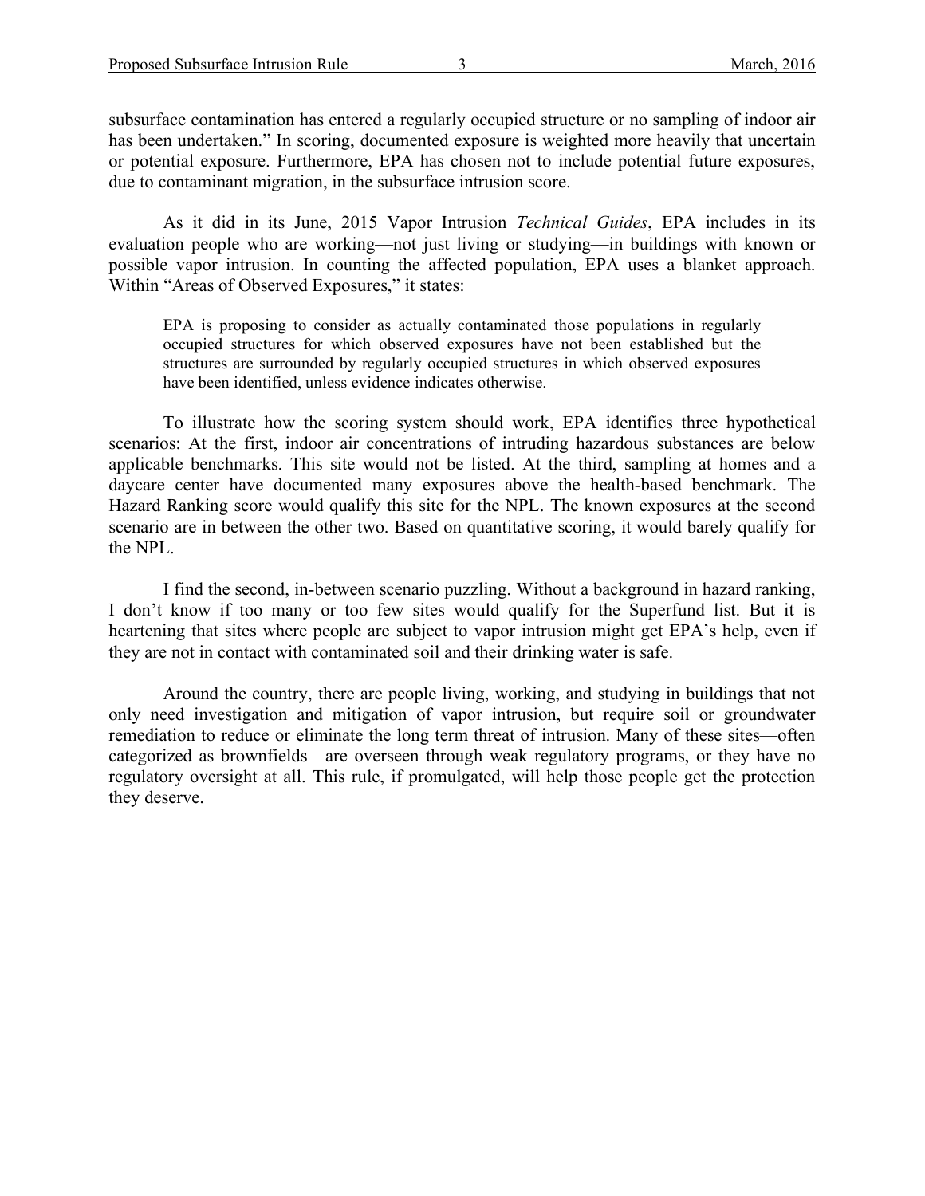subsurface contamination has entered a regularly occupied structure or no sampling of indoor air has been undertaken." In scoring, documented exposure is weighted more heavily that uncertain or potential exposure. Furthermore, EPA has chosen not to include potential future exposures, due to contaminant migration, in the subsurface intrusion score.

As it did in its June, 2015 Vapor Intrusion *Technical Guides*, EPA includes in its evaluation people who are working—not just living or studying—in buildings with known or possible vapor intrusion. In counting the affected population, EPA uses a blanket approach. Within "Areas of Observed Exposures," it states:

> EPA is proposing to consider as actually contaminated those populations in regularly occupied structures for which observed exposures have not been established but the structures are surrounded by regularly occupied structures in which observed exposures have been identified, unless evidence indicates otherwise.

To illustrate how the scoring system should work, EPA identifies three hypothetical scenarios: At the first, indoor air concentrations of intruding hazardous substances are below applicable benchmarks. This site would not be listed. At the third, sampling at homes and a daycare center have documented many exposures above the health-based benchmark. The Hazard Ranking score would qualify this site for the NPL. The known exposures at the second scenario are in between the other two. Based on quantitative scoring, it would barely qualify for the NPL.

I find the second, in-between scenario puzzling. Without a background in hazard ranking, I don't know if too many or too few sites would qualify for the Superfund list. But it is heartening that sites where people are subject to vapor intrusion might get EPA's help, even if they are not in contact with contaminated soil and their drinking water is safe.

Around the country, there are people living, working, and studying in buildings that not only need investigation and mitigation of vapor intrusion, but require soil or groundwater remediation to reduce or eliminate the long term threat of intrusion. Many of these sites—often categorized as brownfields—are overseen through weak regulatory programs, or they have no regulatory oversight at all. This rule, if promulgated, will help those people get the protection they deserve.